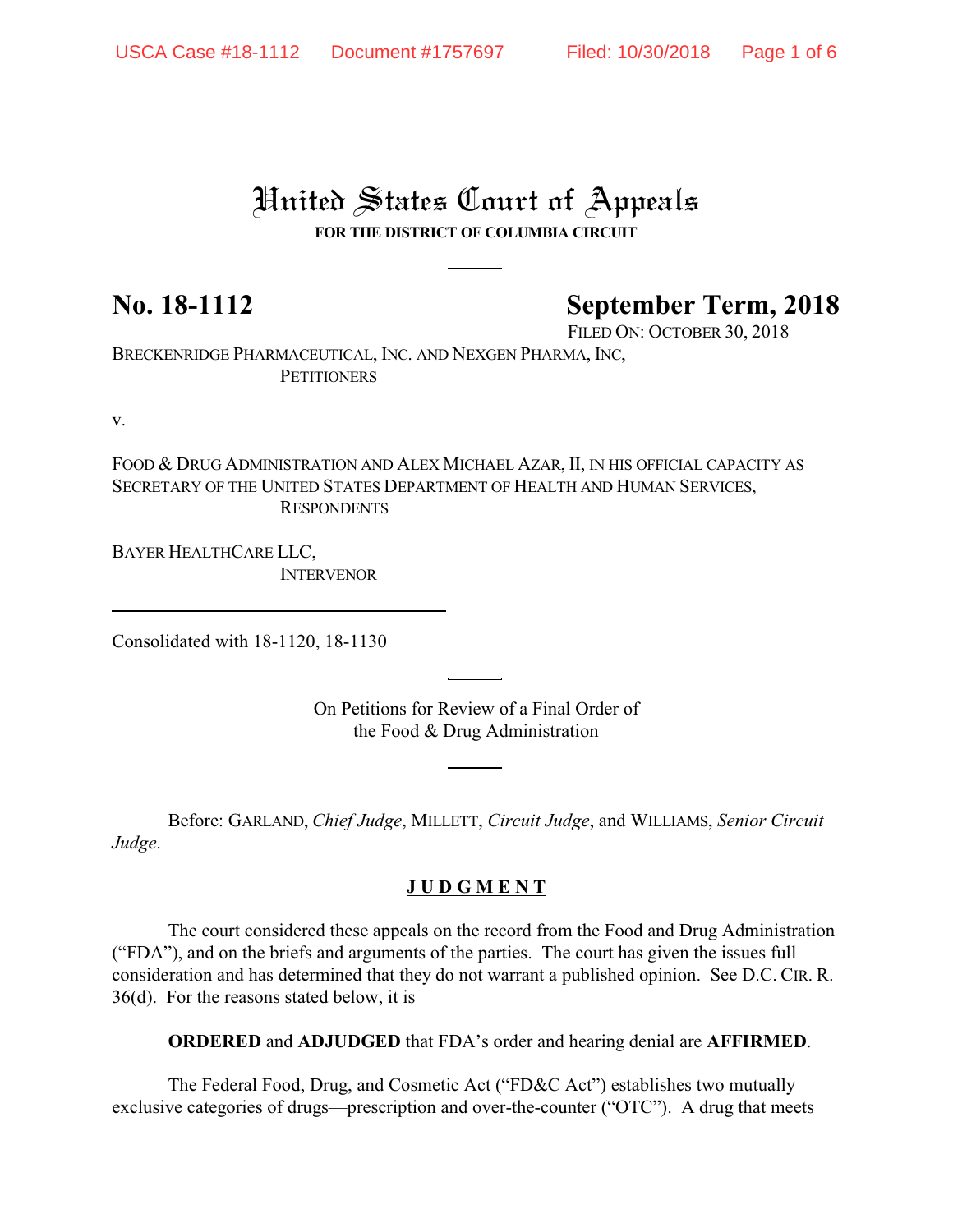# United States Court of Appeals

**FOR THE DISTRICT OF COLUMBIA CIRCUIT**

**No. 18-1112** **September Term, 2018**

FILED ON: OCTOBER 30, 2018

BRECKENRIDGE PHARMACEUTICAL, INC. AND NEXGEN PHARMA, INC,
PETITIONERS

v.

FOOD & DRUG ADMINISTRATION AND ALEX MICHAEL AZAR, II, IN HIS OFFICIAL CAPACITY AS SECRETARY OF THE UNITED STATES DEPARTMENT OF HEALTH AND HUMAN SERVICES,
RESPONDENTS

BAYER HEALTHCARE LLC,
INTERVENOR

Consolidated with 18-1120, 18-1130

On Petitions for Review of a Final Order of
the Food & Drug Administration

Before: GARLAND, *Chief Judge*, MILLETT, *Circuit Judge*, and WILLIAMS, *Senior Circuit Judge*.

**J U D G M E N T**

The court considered these appeals on the record from the Food and Drug Administration ("FDA"), and on the briefs and arguments of the parties. The court has given the issues full consideration and has determined that they do not warrant a published opinion. See D.C. CIR. R. 36(d). For the reasons stated below, it is

**ORDERED** and **ADJUDGED** that FDA's order and hearing denial are **AFFIRMED**.

The Federal Food, Drug, and Cosmetic Act ("FD&C Act") establishes two mutually exclusive categories of drugs—prescription and over-the-counter ("OTC"). A drug that meets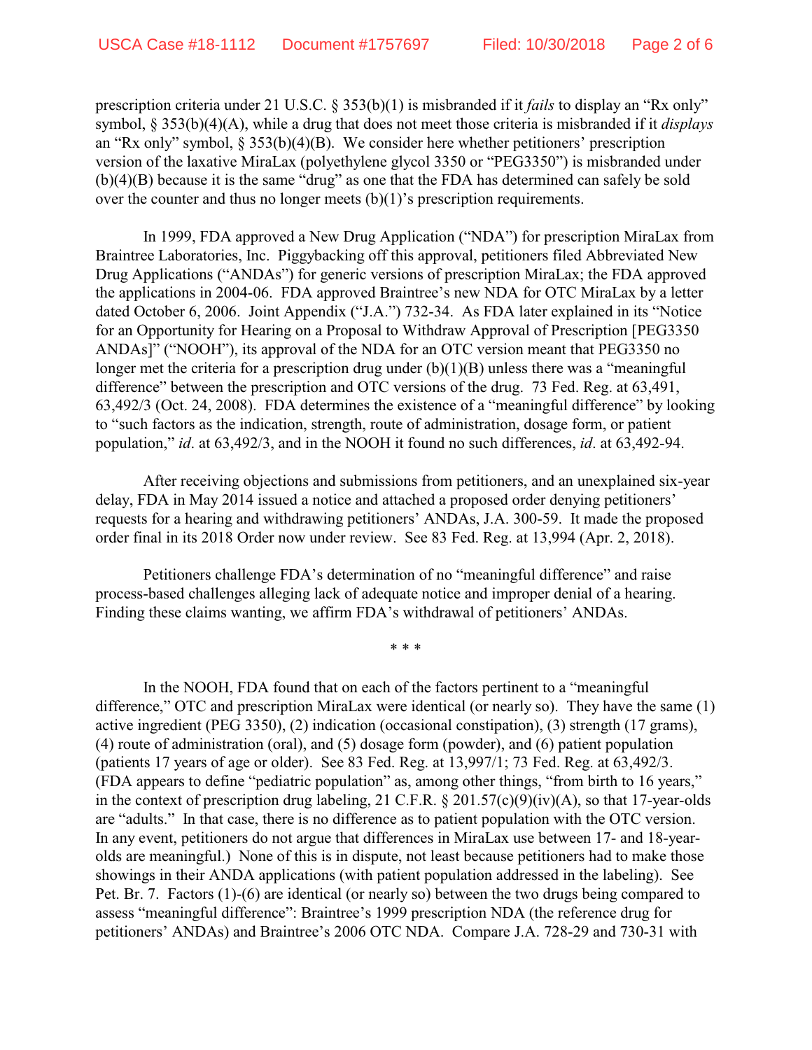prescription criteria under 21 U.S.C. § 353(b)(1) is misbranded if it *fails* to display an "Rx only" symbol, § 353(b)(4)(A), while a drug that does not meet those criteria is misbranded if it *displays* an "Rx only" symbol, § 353(b)(4)(B). We consider here whether petitioners' prescription version of the laxative MiraLax (polyethylene glycol 3350 or "PEG3350") is misbranded under (b)(4)(B) because it is the same "drug" as one that the FDA has determined can safely be sold over the counter and thus no longer meets (b)(1)'s prescription requirements.

In 1999, FDA approved a New Drug Application ("NDA") for prescription MiraLax from Braintree Laboratories, Inc. Piggybacking off this approval, petitioners filed Abbreviated New Drug Applications ("ANDAs") for generic versions of prescription MiraLax; the FDA approved the applications in 2004-06. FDA approved Braintree's new NDA for OTC MiraLax by a letter dated October 6, 2006. Joint Appendix ("J.A.") 732-34. As FDA later explained in its "Notice for an Opportunity for Hearing on a Proposal to Withdraw Approval of Prescription [PEG3350 ANDAs]" ("NOOH"), its approval of the NDA for an OTC version meant that PEG3350 no longer met the criteria for a prescription drug under (b)(1)(B) unless there was a "meaningful difference" between the prescription and OTC versions of the drug. 73 Fed. Reg. at 63,491, 63,492/3 (Oct. 24, 2008). FDA determines the existence of a "meaningful difference" by looking to "such factors as the indication, strength, route of administration, dosage form, or patient population," *id*. at 63,492/3, and in the NOOH it found no such differences, *id*. at 63,492-94.

After receiving objections and submissions from petitioners, and an unexplained six-year delay, FDA in May 2014 issued a notice and attached a proposed order denying petitioners' requests for a hearing and withdrawing petitioners' ANDAs, J.A. 300-59. It made the proposed order final in its 2018 Order now under review. See 83 Fed. Reg. at 13,994 (Apr. 2, 2018).

Petitioners challenge FDA's determination of no "meaningful difference" and raise process-based challenges alleging lack of adequate notice and improper denial of a hearing. Finding these claims wanting, we affirm FDA's withdrawal of petitioners' ANDAs.

\* \* \*

In the NOOH, FDA found that on each of the factors pertinent to a "meaningful difference," OTC and prescription MiraLax were identical (or nearly so). They have the same (1) active ingredient (PEG 3350), (2) indication (occasional constipation), (3) strength (17 grams), (4) route of administration (oral), and (5) dosage form (powder), and (6) patient population (patients 17 years of age or older). See 83 Fed. Reg. at 13,997/1; 73 Fed. Reg. at 63,492/3. (FDA appears to define "pediatric population" as, among other things, "from birth to 16 years," in the context of prescription drug labeling, 21 C.F.R. § 201.57(c)(9)(iv)(A), so that 17-year-olds are "adults." In that case, there is no difference as to patient population with the OTC version. In any event, petitioners do not argue that differences in MiraLax use between 17- and 18-year-olds are meaningful.) None of this is in dispute, not least because petitioners had to make those showings in their ANDA applications (with patient population addressed in the labeling). See Pet. Br. 7. Factors (1)-(6) are identical (or nearly so) between the two drugs being compared to assess "meaningful difference": Braintree's 1999 prescription NDA (the reference drug for petitioners' ANDAs) and Braintree's 2006 OTC NDA. Compare J.A. 728-29 and 730-31 with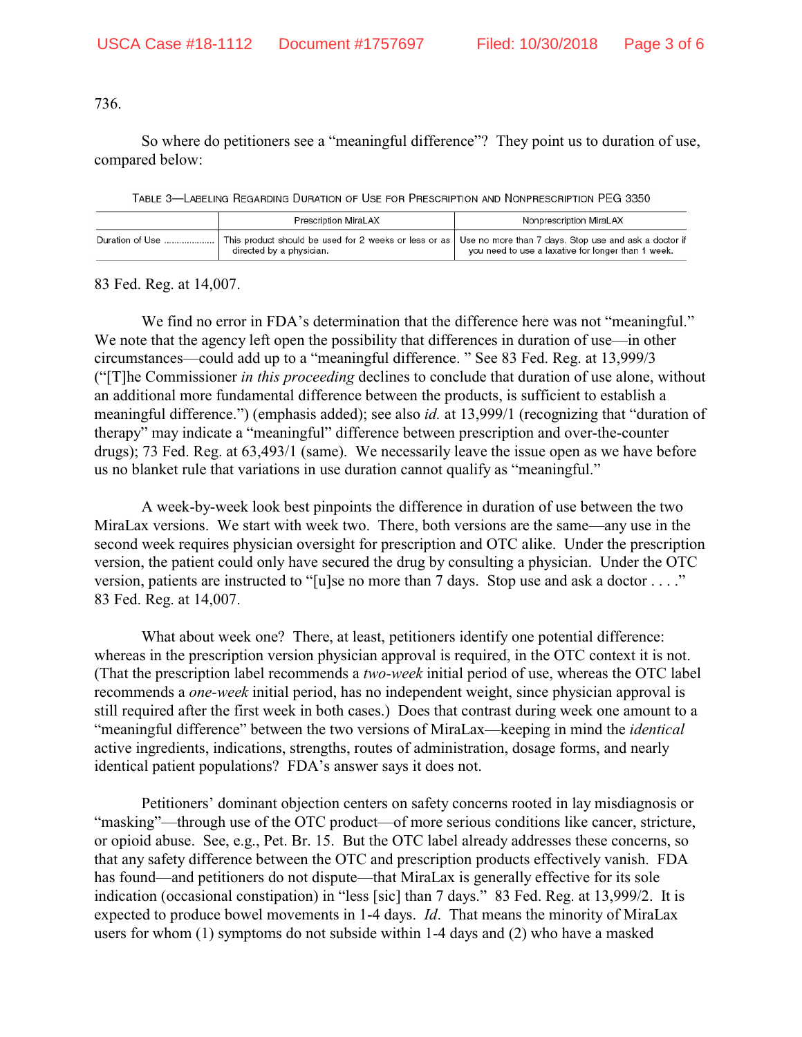736.

So where do petitioners see a "meaningful difference"? They point us to duration of use, compared below:

TABLE 3—LABELING REGARDING DURATION OF USE FOR PRESCRIPTION AND NONPRESCRIPTION PEG 3350

| | Prescription MiraLAX | Nonprescription MiraLAX |
|---|---|---|
| Duration of Use .................. | This product should be used for 2 weeks or less or as directed by a physician. | Use no more than 7 days. Stop use and ask a doctor if you need to use a laxative for longer than 1 week. |

83 Fed. Reg. at 14,007.

We find no error in FDA's determination that the difference here was not "meaningful." We note that the agency left open the possibility that differences in duration of use—in other circumstances—could add up to a "meaningful difference. " See 83 Fed. Reg. at 13,999/3 ("[T]he Commissioner *in this proceeding* declines to conclude that duration of use alone, without an additional more fundamental difference between the products, is sufficient to establish a meaningful difference.") (emphasis added); see also *id.* at 13,999/1 (recognizing that "duration of therapy" may indicate a "meaningful" difference between prescription and over-the-counter drugs); 73 Fed. Reg. at 63,493/1 (same). We necessarily leave the issue open as we have before us no blanket rule that variations in use duration cannot qualify as "meaningful."

A week-by-week look best pinpoints the difference in duration of use between the two MiraLax versions. We start with week two. There, both versions are the same—any use in the second week requires physician oversight for prescription and OTC alike. Under the prescription version, the patient could only have secured the drug by consulting a physician. Under the OTC version, patients are instructed to "[u]se no more than 7 days. Stop use and ask a doctor . . . ." 83 Fed. Reg. at 14,007.

What about week one? There, at least, petitioners identify one potential difference: whereas in the prescription version physician approval is required, in the OTC context it is not. (That the prescription label recommends a *two-week* initial period of use, whereas the OTC label recommends a *one-week* initial period, has no independent weight, since physician approval is still required after the first week in both cases.) Does that contrast during week one amount to a "meaningful difference" between the two versions of MiraLax—keeping in mind the *identical* active ingredients, indications, strengths, routes of administration, dosage forms, and nearly identical patient populations? FDA's answer says it does not.

Petitioners' dominant objection centers on safety concerns rooted in lay misdiagnosis or "masking"—through use of the OTC product—of more serious conditions like cancer, stricture, or opioid abuse. See, e.g., Pet. Br. 15. But the OTC label already addresses these concerns, so that any safety difference between the OTC and prescription products effectively vanish. FDA has found—and petitioners do not dispute—that MiraLax is generally effective for its sole indication (occasional constipation) in "less [sic] than 7 days." 83 Fed. Reg. at 13,999/2. It is expected to produce bowel movements in 1-4 days. *Id*. That means the minority of MiraLax users for whom (1) symptoms do not subside within 1-4 days and (2) who have a masked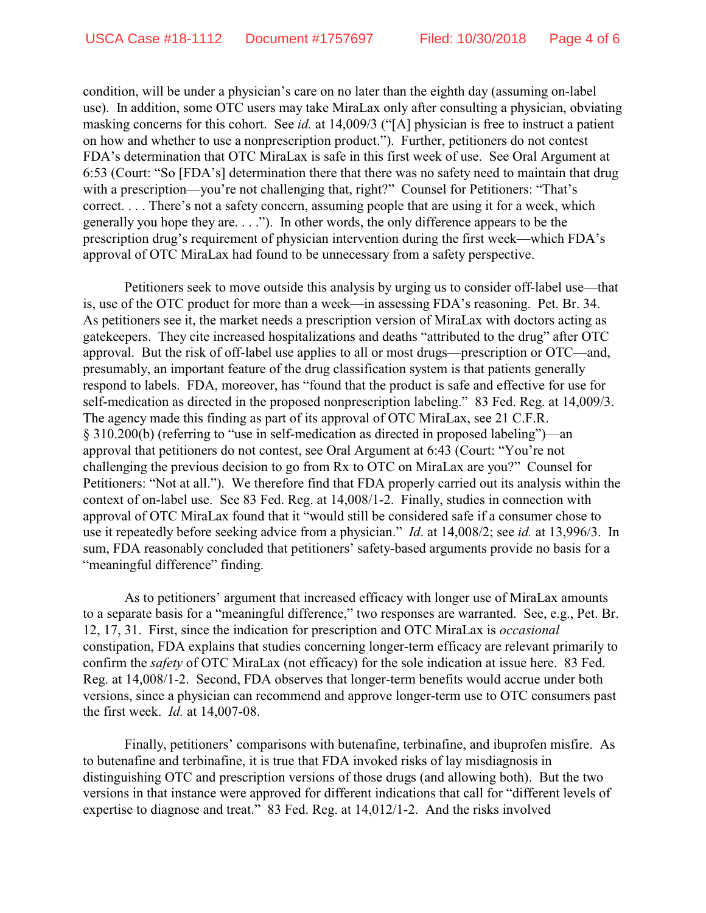condition, will be under a physician's care on no later than the eighth day (assuming on-label use). In addition, some OTC users may take MiraLax only after consulting a physician, obviating masking concerns for this cohort. See *id.* at 14,009/3 ("[A] physician is free to instruct a patient on how and whether to use a nonprescription product."). Further, petitioners do not contest FDA's determination that OTC MiraLax is safe in this first week of use. See Oral Argument at 6:53 (Court: "So [FDA's] determination there that there was no safety need to maintain that drug with a prescription—you're not challenging that, right?" Counsel for Petitioners: "That's correct. . . . There's not a safety concern, assuming people that are using it for a week, which generally you hope they are. . . ."). In other words, the only difference appears to be the prescription drug's requirement of physician intervention during the first week—which FDA's approval of OTC MiraLax had found to be unnecessary from a safety perspective.

Petitioners seek to move outside this analysis by urging us to consider off-label use—that is, use of the OTC product for more than a week—in assessing FDA's reasoning. Pet. Br. 34. As petitioners see it, the market needs a prescription version of MiraLax with doctors acting as gatekeepers. They cite increased hospitalizations and deaths "attributed to the drug" after OTC approval. But the risk of off-label use applies to all or most drugs—prescription or OTC—and, presumably, an important feature of the drug classification system is that patients generally respond to labels. FDA, moreover, has "found that the product is safe and effective for use for self-medication as directed in the proposed nonprescription labeling." 83 Fed. Reg. at 14,009/3. The agency made this finding as part of its approval of OTC MiraLax, see 21 C.F.R. § 310.200(b) (referring to "use in self-medication as directed in proposed labeling")—an approval that petitioners do not contest, see Oral Argument at 6:43 (Court: "You're not challenging the previous decision to go from Rx to OTC on MiraLax are you?" Counsel for Petitioners: "Not at all."). We therefore find that FDA properly carried out its analysis within the context of on-label use. See 83 Fed. Reg. at 14,008/1-2. Finally, studies in connection with approval of OTC MiraLax found that it "would still be considered safe if a consumer chose to use it repeatedly before seeking advice from a physician." *Id.* at 14,008/2; see *id.* at 13,996/3. In sum, FDA reasonably concluded that petitioners' safety-based arguments provide no basis for a "meaningful difference" finding.

As to petitioners' argument that increased efficacy with longer use of MiraLax amounts to a separate basis for a "meaningful difference," two responses are warranted. See, e.g., Pet. Br. 12, 17, 31. First, since the indication for prescription and OTC MiraLax is *occasional* constipation, FDA explains that studies concerning longer-term efficacy are relevant primarily to confirm the *safety* of OTC MiraLax (not efficacy) for the sole indication at issue here. 83 Fed. Reg. at 14,008/1-2. Second, FDA observes that longer-term benefits would accrue under both versions, since a physician can recommend and approve longer-term use to OTC consumers past the first week. *Id.* at 14,007-08.

Finally, petitioners' comparisons with butenafine, terbinafine, and ibuprofen misfire. As to butenafine and terbinafine, it is true that FDA invoked risks of lay misdiagnosis in distinguishing OTC and prescription versions of those drugs (and allowing both). But the two versions in that instance were approved for different indications that call for "different levels of expertise to diagnose and treat." 83 Fed. Reg. at 14,012/1-2. And the risks involved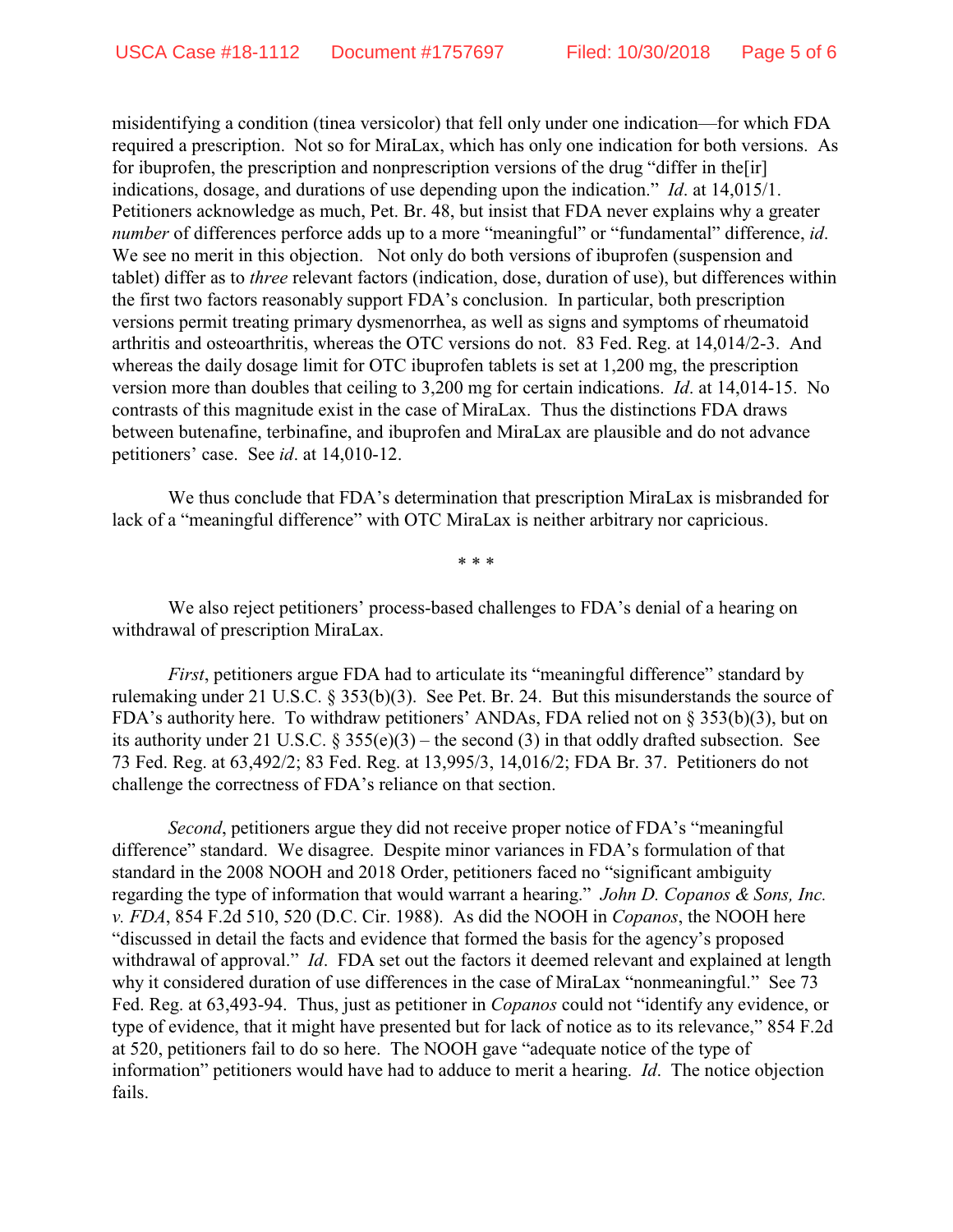misidentifying a condition (tinea versicolor) that fell only under one indication—for which FDA required a prescription. Not so for MiraLax, which has only one indication for both versions. As for ibuprofen, the prescription and nonprescription versions of the drug "differ in the[ir] indications, dosage, and durations of use depending upon the indication." *Id*. at 14,015/1. Petitioners acknowledge as much, Pet. Br. 48, but insist that FDA never explains why a greater *number* of differences perforce adds up to a more "meaningful" or "fundamental" difference, *id*. We see no merit in this objection. Not only do both versions of ibuprofen (suspension and tablet) differ as to *three* relevant factors (indication, dose, duration of use), but differences within the first two factors reasonably support FDA's conclusion. In particular, both prescription versions permit treating primary dysmenorrhea, as well as signs and symptoms of rheumatoid arthritis and osteoarthritis, whereas the OTC versions do not. 83 Fed. Reg. at 14,014/2-3. And whereas the daily dosage limit for OTC ibuprofen tablets is set at 1,200 mg, the prescription version more than doubles that ceiling to 3,200 mg for certain indications. *Id*. at 14,014-15. No contrasts of this magnitude exist in the case of MiraLax. Thus the distinctions FDA draws between butenafine, terbinafine, and ibuprofen and MiraLax are plausible and do not advance petitioners' case. See *id*. at 14,010-12.

We thus conclude that FDA's determination that prescription MiraLax is misbranded for lack of a "meaningful difference" with OTC MiraLax is neither arbitrary nor capricious.

\* \* \*

We also reject petitioners' process-based challenges to FDA's denial of a hearing on withdrawal of prescription MiraLax.

*First*, petitioners argue FDA had to articulate its "meaningful difference" standard by rulemaking under 21 U.S.C. § 353(b)(3). See Pet. Br. 24. But this misunderstands the source of FDA's authority here. To withdraw petitioners' ANDAs, FDA relied not on § 353(b)(3), but on its authority under 21 U.S.C. § 355(e)(3) – the second (3) in that oddly drafted subsection. See 73 Fed. Reg. at 63,492/2; 83 Fed. Reg. at 13,995/3, 14,016/2; FDA Br. 37. Petitioners do not challenge the correctness of FDA's reliance on that section.

*Second*, petitioners argue they did not receive proper notice of FDA's "meaningful difference" standard. We disagree. Despite minor variances in FDA's formulation of that standard in the 2008 NOOH and 2018 Order, petitioners faced no "significant ambiguity regarding the type of information that would warrant a hearing." *John D. Copanos & Sons, Inc. v. FDA*, 854 F.2d 510, 520 (D.C. Cir. 1988). As did the NOOH in *Copanos*, the NOOH here "discussed in detail the facts and evidence that formed the basis for the agency's proposed withdrawal of approval." *Id*. FDA set out the factors it deemed relevant and explained at length why it considered duration of use differences in the case of MiraLax "nonmeaningful." See 73 Fed. Reg. at 63,493-94. Thus, just as petitioner in *Copanos* could not "identify any evidence, or type of evidence, that it might have presented but for lack of notice as to its relevance," 854 F.2d at 520, petitioners fail to do so here. The NOOH gave "adequate notice of the type of information" petitioners would have had to adduce to merit a hearing. *Id*. The notice objection fails.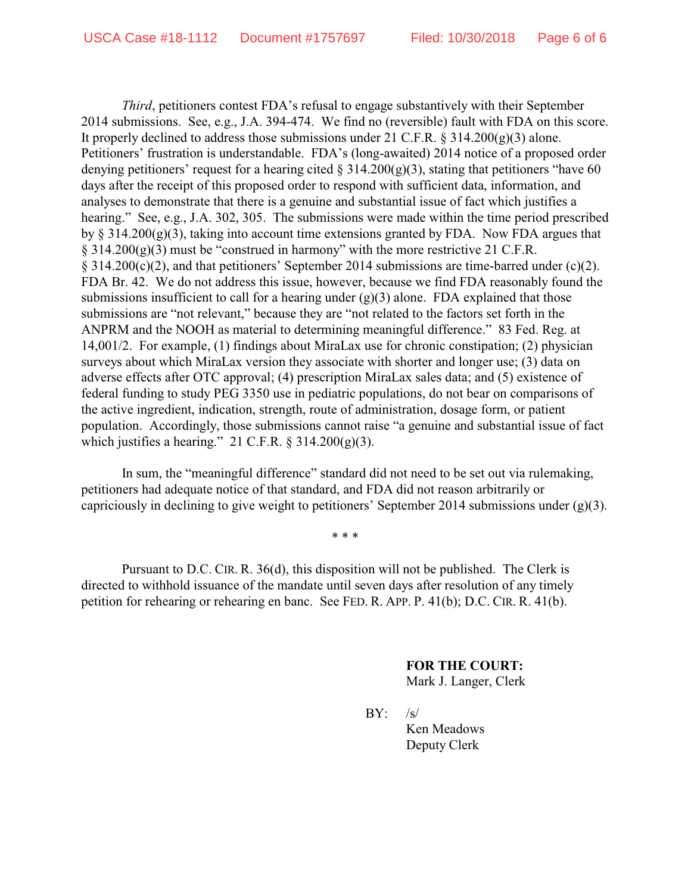*Third*, petitioners contest FDA's refusal to engage substantively with their September 2014 submissions. See, e.g., J.A. 394-474. We find no (reversible) fault with FDA on this score. It properly declined to address those submissions under 21 C.F.R. § 314.200(g)(3) alone. Petitioners' frustration is understandable. FDA's (long-awaited) 2014 notice of a proposed order denying petitioners' request for a hearing cited § 314.200(g)(3), stating that petitioners "have 60 days after the receipt of this proposed order to respond with sufficient data, information, and analyses to demonstrate that there is a genuine and substantial issue of fact which justifies a hearing." See, e.g., J.A. 302, 305. The submissions were made within the time period prescribed by § 314.200(g)(3), taking into account time extensions granted by FDA. Now FDA argues that § 314.200(g)(3) must be "construed in harmony" with the more restrictive 21 C.F.R. § 314.200(c)(2), and that petitioners' September 2014 submissions are time-barred under (c)(2). FDA Br. 42. We do not address this issue, however, because we find FDA reasonably found the submissions insufficient to call for a hearing under (g)(3) alone. FDA explained that those submissions are "not relevant," because they are "not related to the factors set forth in the ANPRM and the NOOH as material to determining meaningful difference." 83 Fed. Reg. at 14,001/2. For example, (1) findings about MiraLax use for chronic constipation; (2) physician surveys about which MiraLax version they associate with shorter and longer use; (3) data on adverse effects after OTC approval; (4) prescription MiraLax sales data; and (5) existence of federal funding to study PEG 3350 use in pediatric populations, do not bear on comparisons of the active ingredient, indication, strength, route of administration, dosage form, or patient population. Accordingly, those submissions cannot raise "a genuine and substantial issue of fact which justifies a hearing." 21 C.F.R. § 314.200(g)(3).

In sum, the "meaningful difference" standard did not need to be set out via rulemaking, petitioners had adequate notice of that standard, and FDA did not reason arbitrarily or capriciously in declining to give weight to petitioners' September 2014 submissions under (g)(3).

\* \* \*

Pursuant to D.C. CIR. R. 36(d), this disposition will not be published. The Clerk is directed to withhold issuance of the mandate until seven days after resolution of any timely petition for rehearing or rehearing en banc. See FED. R. APP. P. 41(b); D.C. CIR. R. 41(b).

**FOR THE COURT:**
Mark J. Langer, Clerk

BY: /s/
Ken Meadows
Deputy Clerk